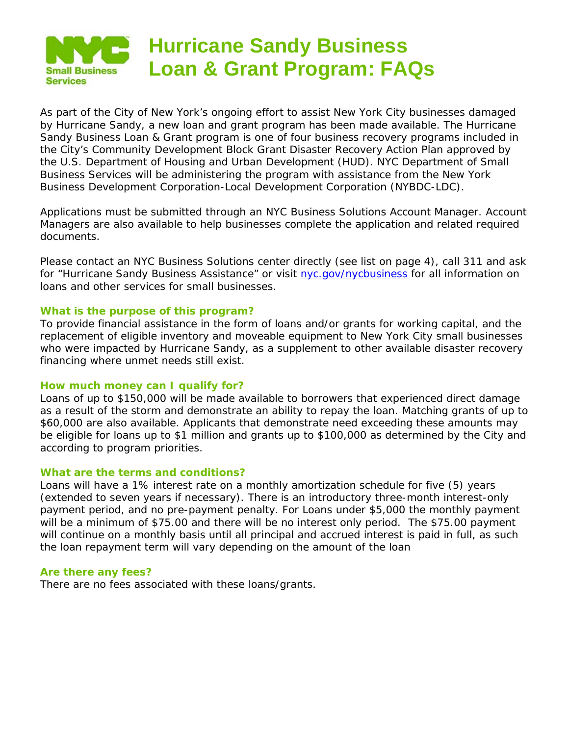# Hurricane Sandy Business Loan & Grant Program: FAQs

As part of the City of New York's ongoing effort to assist New York City businesses damaged by Hurricane Sandy, a new loan and grant program has been made available. The Hurricane Sandy Business Loan & Grant program is one of four business recovery programs included in the City's Community Development Block Grant Disaster Recovery Action Plan approved by the U.S. Department of Housing and Urban Development (HUD). NYC Department of Small Business Services will be administering the program with assistance from the New York Business Development Corporation-Local Development Corporation (NYBDC-LDC).

Applications must be submitted through an NYC Business Solutions Account Manager. Account Managers are also available to help businesses complete the application and related required documents.

Please contact an NYC Business Solutions center directly (see list on page 4), call 311 and ask for "Hurricane Sandy Business Assistance" or visit [nyc.gov/nycbusiness](nyc.gov/nycbusiness) for all information on loans and other services for small businesses.

### What is the purpose of this program?

To provide financial assistance in the form of loans and/or grants for working capital, and the replacement of eligible inventory and moveable equipment to New York City small businesses who were impacted by Hurricane Sandy, as a supplement to other available disaster recovery financing where unmet needs still exist.

### How much money can I qualify for?

Loans of up to $150,000 will be made available to borrowers that experienced direct damage as a result of the storm and demonstrate an ability to repay the loan. Matching grants of up to $60,000 are also available. Applicants that demonstrate need exceeding these amounts may be eligible for loans up to $1 million and grants up to $100,000 as determined by the City and according to program priorities.

### What are the terms and conditions?

Loans will have a 1% interest rate on a monthly amortization schedule for five (5) years (extended to seven years if necessary). There is an introductory three-month interest-only payment period, and no pre-payment penalty. For Loans under $5,000 the monthly payment will be a minimum of $75.00 and there will be no interest only period. The $75.00 payment will continue on a monthly basis until all principal and accrued interest is paid in full, as such the loan repayment term will vary depending on the amount of the loan

### Are there any fees?

There are no fees associated with these loans/grants.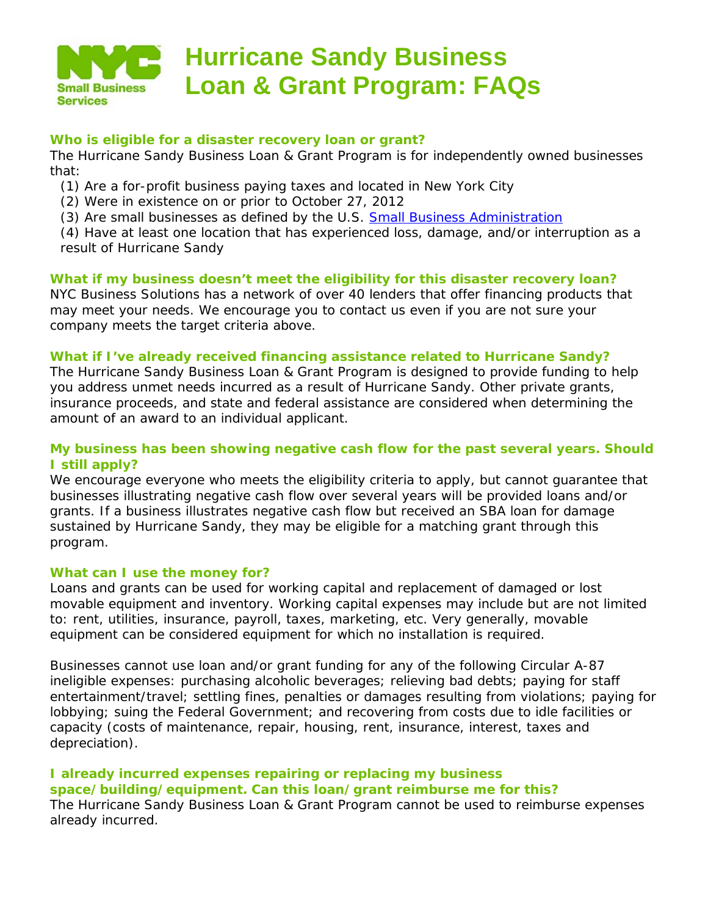# Hurricane Sandy Business Loan & Grant Program: FAQs

NYC Small Business Services

### Who is eligible for a disaster recovery loan or grant?

The Hurricane Sandy Business Loan & Grant Program is for independently owned businesses that:

(1) Are a for-profit business paying taxes and located in New York City
(2) Were in existence on or prior to October 27, 2012
(3) Are small businesses as defined by the U.S. Small Business Administration
(4) Have at least one location that has experienced loss, damage, and/or interruption as a result of Hurricane Sandy

### What if my business doesn't meet the eligibility for this disaster recovery loan?

NYC Business Solutions has a network of over 40 lenders that offer financing products that may meet your needs. We encourage you to contact us even if you are not sure your company meets the target criteria above.

### What if I've already received financing assistance related to Hurricane Sandy?

The Hurricane Sandy Business Loan & Grant Program is designed to provide funding to help you address unmet needs incurred as a result of Hurricane Sandy. Other private grants, insurance proceeds, and state and federal assistance are considered when determining the amount of an award to an individual applicant.

### My business has been showing negative cash flow for the past several years. Should I still apply?

We encourage everyone who meets the eligibility criteria to apply, but cannot guarantee that businesses illustrating negative cash flow over several years will be provided loans and/or grants. If a business illustrates negative cash flow but received an SBA loan for damage sustained by Hurricane Sandy, they may be eligible for a matching grant through this program.

### What can I use the money for?

Loans and grants can be used for working capital and replacement of damaged or lost movable equipment and inventory. Working capital expenses may include but are not limited to: rent, utilities, insurance, payroll, taxes, marketing, etc. Very generally, movable equipment can be considered equipment for which no installation is required.

Businesses cannot use loan and/or grant funding for any of the following Circular A-87 ineligible expenses: purchasing alcoholic beverages; relieving bad debts; paying for staff entertainment/travel; settling fines, penalties or damages resulting from violations; paying for lobbying; suing the Federal Government; and recovering from costs due to idle facilities or capacity (costs of maintenance, repair, housing, rent, insurance, interest, taxes and depreciation).

### I already incurred expenses repairing or replacing my business space/building/equipment. Can this loan/grant reimburse me for this?

The Hurricane Sandy Business Loan & Grant Program cannot be used to reimburse expenses already incurred.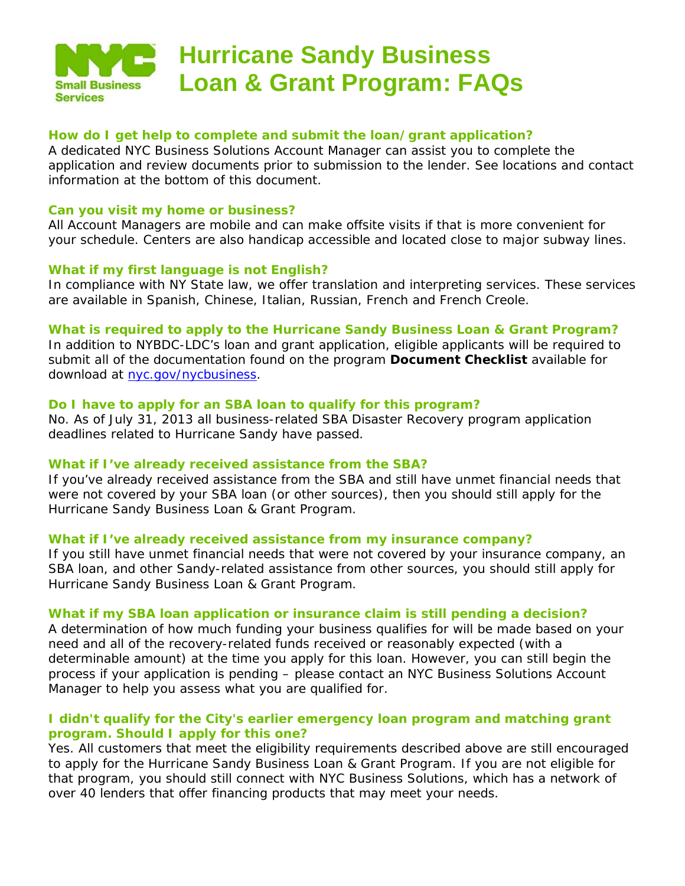# Hurricane Sandy Business Loan & Grant Program: FAQs

### How do I get help to complete and submit the loan/grant application?

A dedicated NYC Business Solutions Account Manager can assist you to complete the application and review documents prior to submission to the lender. See locations and contact information at the bottom of this document.

### Can you visit my home or business?

All Account Managers are mobile and can make offsite visits if that is more convenient for your schedule. Centers are also handicap accessible and located close to major subway lines.

### What if my first language is not English?

In compliance with NY State law, we offer translation and interpreting services. These services are available in Spanish, Chinese, Italian, Russian, French and French Creole.

### What is required to apply to the Hurricane Sandy Business Loan & Grant Program?

In addition to NYBDC-LDC's loan and grant application, eligible applicants will be required to submit all of the documentation found on the program **Document Checklist** available for download at nyc.gov/nycbusiness.

### Do I have to apply for an SBA loan to qualify for this program?

No. As of July 31, 2013 all business-related SBA Disaster Recovery program application deadlines related to Hurricane Sandy have passed.

### What if I've already received assistance from the SBA?

If you've already received assistance from the SBA and still have unmet financial needs that were not covered by your SBA loan (or other sources), then you should still apply for the Hurricane Sandy Business Loan & Grant Program.

### What if I've already received assistance from my insurance company?

If you still have unmet financial needs that were not covered by your insurance company, an SBA loan, and other Sandy-related assistance from other sources, you should still apply for Hurricane Sandy Business Loan & Grant Program.

### What if my SBA loan application or insurance claim is still pending a decision?

A determination of how much funding your business qualifies for will be made based on your need and all of the recovery-related funds received or reasonably expected (with a determinable amount) at the time you apply for this loan. However, you can still begin the process if your application is pending – please contact an NYC Business Solutions Account Manager to help you assess what you are qualified for.

### I didn't qualify for the City's earlier emergency loan program and matching grant program. Should I apply for this one?

Yes. All customers that meet the eligibility requirements described above are still encouraged to apply for the Hurricane Sandy Business Loan & Grant Program. If you are not eligible for that program, you should still connect with NYC Business Solutions, which has a network of over 40 lenders that offer financing products that may meet your needs.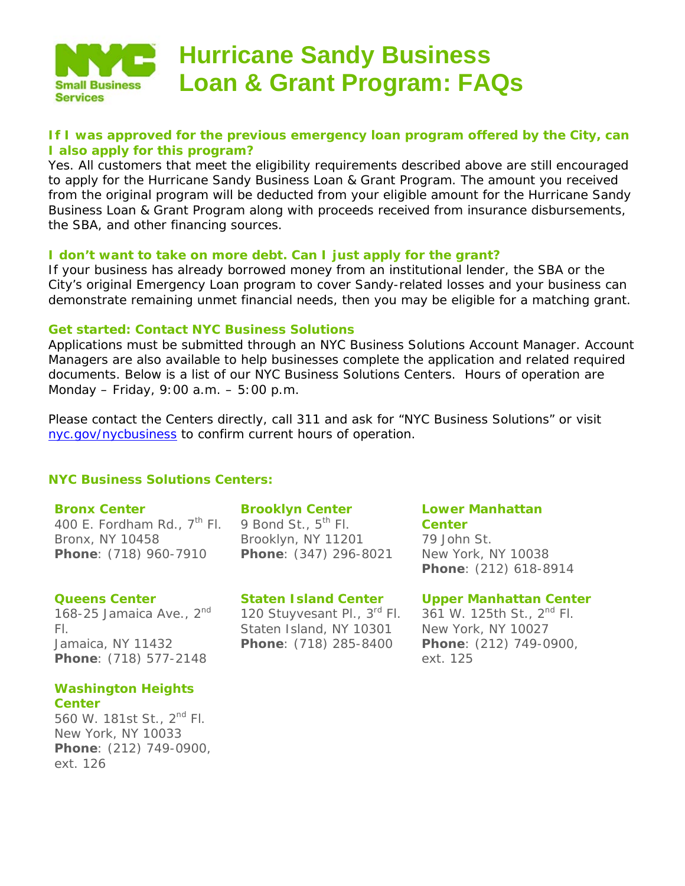# Hurricane Sandy Business Loan & Grant Program: FAQs

### If I was approved for the previous emergency loan program offered by the City, can I also apply for this program?

Yes. All customers that meet the eligibility requirements described above are still encouraged to apply for the Hurricane Sandy Business Loan & Grant Program. The amount you received from the original program will be deducted from your eligible amount for the Hurricane Sandy Business Loan & Grant Program along with proceeds received from insurance disbursements, the SBA, and other financing sources.

### I don't want to take on more debt. Can I just apply for the grant?

If your business has already borrowed money from an institutional lender, the SBA or the City's original Emergency Loan program to cover Sandy-related losses and your business can demonstrate remaining unmet financial needs, then you may be eligible for a matching grant.

### Get started: Contact NYC Business Solutions

Applications must be submitted through an NYC Business Solutions Account Manager. Account Managers are also available to help businesses complete the application and related required documents. Below is a list of our NYC Business Solutions Centers. Hours of operation are Monday – Friday, 9:00 a.m. – 5:00 p.m.

Please contact the Centers directly, call 311 and ask for "NYC Business Solutions" or visit [nyc.gov/nycbusiness](nyc.gov/nycbusiness) to confirm current hours of operation.

### NYC Business Solutions Centers:

**Bronx Center**
400 E. Fordham Rd., 7th Fl.
Bronx, NY 10458
**Phone**: (718) 960-7910

**Brooklyn Center**
9 Bond St., 5th Fl.
Brooklyn, NY 11201
**Phone**: (347) 296-8021

**Lower Manhattan Center**
79 John St.
New York, NY 10038
**Phone**: (212) 618-8914

**Queens Center**
168-25 Jamaica Ave., 2nd Fl.
Jamaica, NY 11432
**Phone**: (718) 577-2148

**Staten Island Center**
120 Stuyvesant Pl., 3rd Fl.
Staten Island, NY 10301
**Phone**: (718) 285-8400

**Upper Manhattan Center**
361 W. 125th St., 2nd Fl.
New York, NY 10027
**Phone**: (212) 749-0900, ext. 125

**Washington Heights Center**
560 W. 181st St., 2nd Fl.
New York, NY 10033
**Phone**: (212) 749-0900, ext. 126